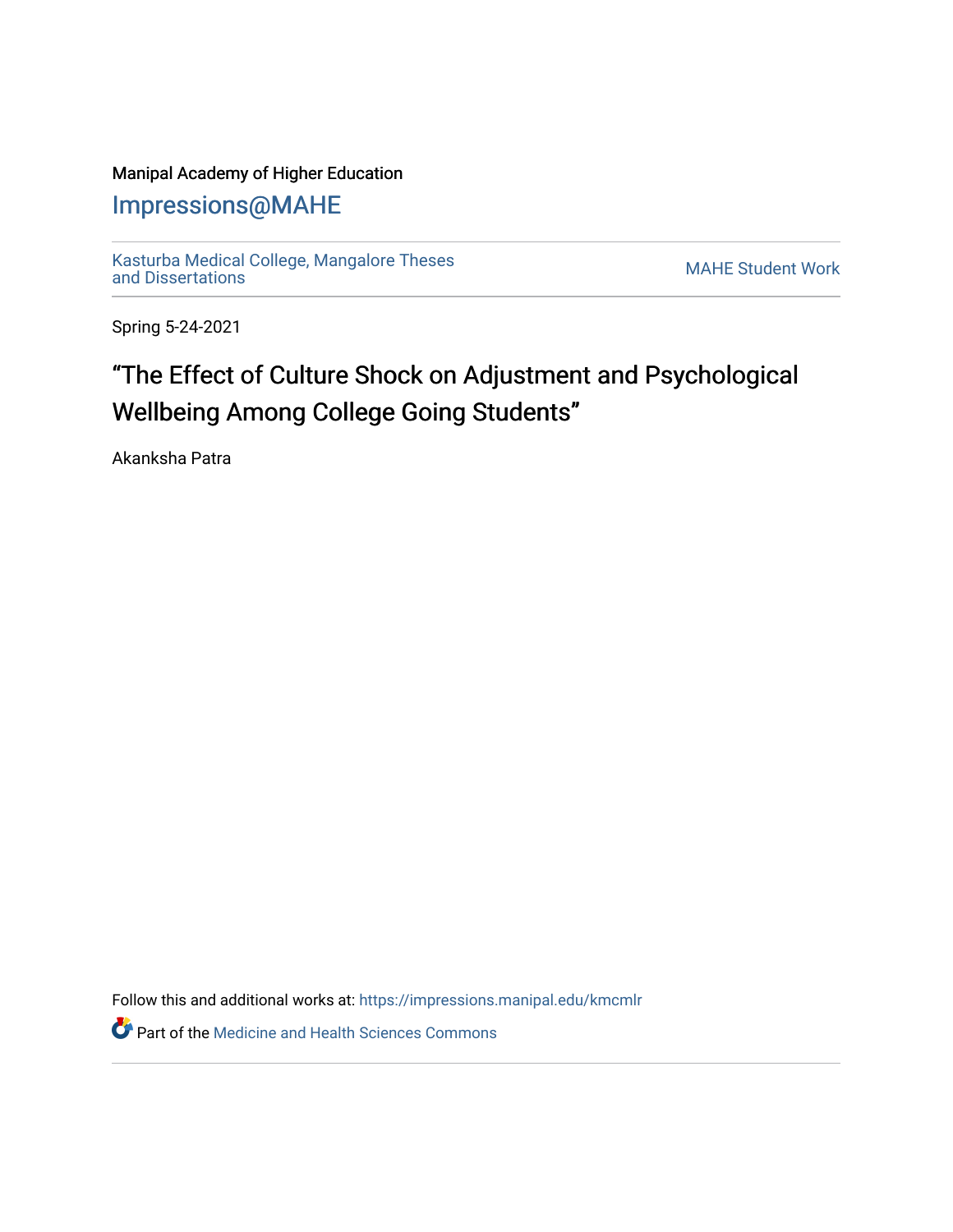Manipal Academy of Higher Education

# Impressions@MAHE

Kasturba Medical College, Mangalore Theses and Dissertations

MAHE Student Work

Spring 5-24-2021

## “The Effect of Culture Shock on Adjustment and Psychological Wellbeing Among College Going Students”

Akanksha Patra

Follow this and additional works at: https://impressions.manipal.edu/kmcmlr

Part of the Medicine and Health Sciences Commons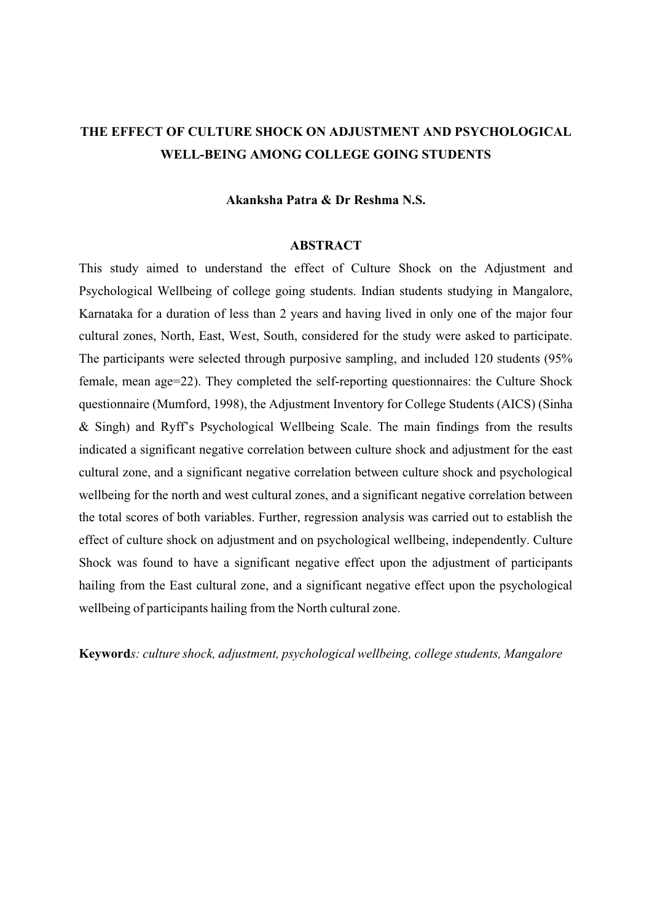# THE EFFECT OF CULTURE SHOCK ON ADJUSTMENT AND PSYCHOLOGICAL WELL-BEING AMONG COLLEGE GOING STUDENTS

**Akanksha Patra & Dr Reshma N.S.**

## ABSTRACT

This study aimed to understand the effect of Culture Shock on the Adjustment and Psychological Wellbeing of college going students. Indian students studying in Mangalore, Karnataka for a duration of less than 2 years and having lived in only one of the major four cultural zones, North, East, West, South, considered for the study were asked to participate. The participants were selected through purposive sampling, and included 120 students (95% female, mean age=22). They completed the self-reporting questionnaires: the Culture Shock questionnaire (Mumford, 1998), the Adjustment Inventory for College Students (AICS) (Sinha & Singh) and Ryff's Psychological Wellbeing Scale. The main findings from the results indicated a significant negative correlation between culture shock and adjustment for the east cultural zone, and a significant negative correlation between culture shock and psychological wellbeing for the north and west cultural zones, and a significant negative correlation between the total scores of both variables. Further, regression analysis was carried out to establish the effect of culture shock on adjustment and on psychological wellbeing, independently. Culture Shock was found to have a significant negative effect upon the adjustment of participants hailing from the East cultural zone, and a significant negative effect upon the psychological wellbeing of participants hailing from the North cultural zone.

**Keyword***s: culture shock, adjustment, psychological wellbeing, college students, Mangalore*